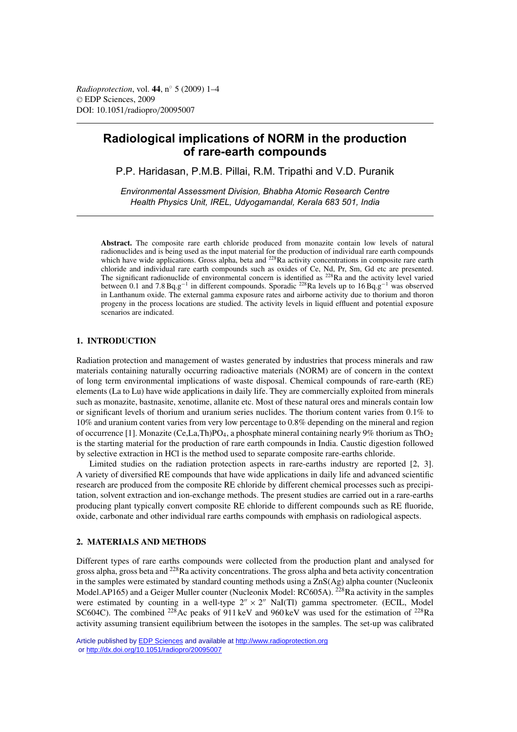# Radiological implications of NORM in the production of rare-earth compounds

P.P. Haridasan, P.M.B. Pillai, R.M. Tripathi and V.D. Puranik

*Environmental Assessment Division, Bhabha Atomic Research Centre*
*Health Physics Unit, IREL, Udyogamandal, Kerala 683 501, India*

**Abstract.** The composite rare earth chloride produced from monazite contain low levels of natural radionuclides and is being used as the input material for the production of individual rare earth compounds which have wide applications. Gross alpha, beta and $^{228}$Ra activity concentrations in composite rare earth chloride and individual rare earth compounds such as oxides of Ce, Nd, Pr, Sm, Gd etc are presented. The significant radionuclide of environmental concern is identified as $^{228}$Ra and the activity level varied between 0.1 and 7.8 Bq.g$^{-1}$ in different compounds. Sporadic $^{228}$Ra levels up to 16 Bq.g$^{-1}$ was observed in Lanthanum oxide. The external gamma exposure rates and airborne activity due to thorium and thoron progeny in the process locations are studied. The activity levels in liquid effluent and potential exposure scenarios are indicated.

## 1. INTRODUCTION

Radiation protection and management of wastes generated by industries that process minerals and raw materials containing naturally occurring radioactive materials (NORM) are of concern in the context of long term environmental implications of waste disposal. Chemical compounds of rare-earth (RE) elements (La to Lu) have wide applications in daily life. They are commercially exploited from minerals such as monazite, bastnasite, xenotime, allanite etc. Most of these natural ores and minerals contain low or significant levels of thorium and uranium series nuclides. The thorium content varies from 0.1% to 10% and uranium content varies from very low percentage to 0.8% depending on the mineral and region of occurrence [1]. Monazite (Ce,La,Th)$PO_4$, a phosphate mineral containing nearly 9% thorium as $ThO_2$ is the starting material for the production of rare earth compounds in India. Caustic digestion followed by selective extraction in HCl is the method used to separate composite rare-earths chloride.

Limited studies on the radiation protection aspects in rare-earths industry are reported [2, 3]. A variety of diversified RE compounds that have wide applications in daily life and advanced scientific research are produced from the composite RE chloride by different chemical processes such as precipitation, solvent extraction and ion-exchange methods. The present studies are carried out in a rare-earths producing plant typically convert composite RE chloride to different compounds such as RE fluoride, oxide, carbonate and other individual rare earths compounds with emphasis on radiological aspects.

## 2. MATERIALS AND METHODS

Different types of rare earths compounds were collected from the production plant and analysed for gross alpha, gross beta and $^{228}$Ra activity concentrations. The gross alpha and beta activity concentration in the samples were estimated by standard counting methods using a ZnS(Ag) alpha counter (Nucleonix Model.AP165) and a Geiger Muller counter (Nucleonix Model: RC605A). $^{228}$Ra activity in the samples were estimated by counting in a well-type $2'' \times 2''$ NaI(Tl) gamma spectrometer. (ECIL, Model SC604C). The combined $^{228}$Ac peaks of 911 keV and 960 keV was used for the estimation of $^{228}$Ra activity assuming transient equilibrium between the isotopes in the samples. The set-up was calibrated

Article published by EDP Sciences and available at http://www.radioprotection.org or http://dx.doi.org/10.1051/radiopro/20095007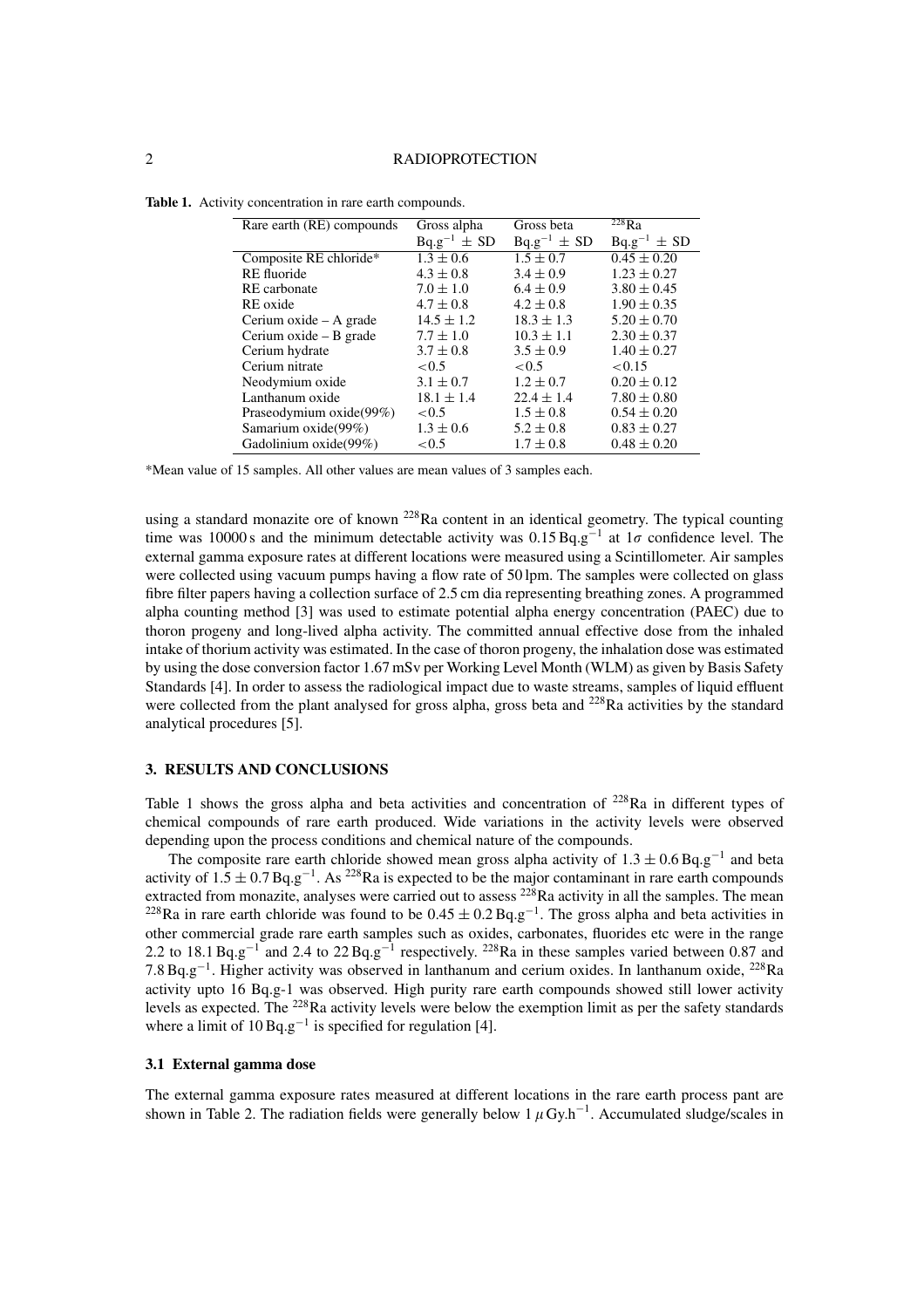**Table 1.** Activity concentration in rare earth compounds.

| Rare earth (RE) compounds | Gross alpha $Bq.g^{-1} \pm$ SD | Gross beta $Bq.g^{-1} \pm$ SD | $^{228}Ra$ $Bq.g^{-1} \pm$ SD |
|---|---|---|---|
| Composite RE chloride* | $1.3 \pm 0.6$ | $1.5 \pm 0.7$ | $0.45 \pm 0.20$ |
| RE fluoride | $4.3 \pm 0.8$ | $3.4 \pm 0.9$ | $1.23 \pm 0.27$ |
| RE carbonate | $7.0 \pm 1.0$ | $6.4 \pm 0.9$ | $3.80 \pm 0.45$ |
| RE oxide | $4.7 \pm 0.8$ | $4.2 \pm 0.8$ | $1.90 \pm 0.35$ |
| Cerium oxide – A grade | $14.5 \pm 1.2$ | $18.3 \pm 1.3$ | $5.20 \pm 0.70$ |
| Cerium oxide – B grade | $7.7 \pm 1.0$ | $10.3 \pm 1.1$ | $2.30 \pm 0.37$ |
| Cerium hydrate | $3.7 \pm 0.8$ | $3.5 \pm 0.9$ | $1.40 \pm 0.27$ |
| Cerium nitrate | $<0.5$ | $<0.5$ | $<0.15$ |
| Neodymium oxide | $3.1 \pm 0.7$ | $1.2 \pm 0.7$ | $0.20 \pm 0.12$ |
| Lanthanum oxide | $18.1 \pm 1.4$ | $22.4 \pm 1.4$ | $7.80 \pm 0.80$ |
| Praseodymium oxide(99%) | $<0.5$ | $1.5 \pm 0.8$ | $0.54 \pm 0.20$ |
| Samarium oxide(99%) | $1.3 \pm 0.6$ | $5.2 \pm 0.8$ | $0.83 \pm 0.27$ |
| Gadolinium oxide(99%) | $<0.5$ | $1.7 \pm 0.8$ | $0.48 \pm 0.20$ |

*Mean value of 15 samples. All other values are mean values of 3 samples each.

using a standard monazite ore of known $^{228}Ra$ content in an identical geometry. The typical counting time was 10000 s and the minimum detectable activity was $0.15\,Bq.g^{-1}$ at $1\sigma$ confidence level. The external gamma exposure rates at different locations were measured using a Scintillometer. Air samples were collected using vacuum pumps having a flow rate of 50 lpm. The samples were collected on glass fibre filter papers having a collection surface of 2.5 cm dia representing breathing zones. A programmed alpha counting method [3] was used to estimate potential alpha energy concentration (PAEC) due to thoron progeny and long-lived alpha activity. The committed annual effective dose from the inhaled intake of thorium activity was estimated. In the case of thoron progeny, the inhalation dose was estimated by using the dose conversion factor 1.67 mSv per Working Level Month (WLM) as given by Basis Safety Standards [4]. In order to assess the radiological impact due to waste streams, samples of liquid effluent were collected from the plant analysed for gross alpha, gross beta and $^{228}Ra$ activities by the standard analytical procedures [5].

## 3. RESULTS AND CONCLUSIONS

Table 1 shows the gross alpha and beta activities and concentration of $^{228}Ra$ in different types of chemical compounds of rare earth produced. Wide variations in the activity levels were observed depending upon the process conditions and chemical nature of the compounds.

The composite rare earth chloride showed mean gross alpha activity of $1.3 \pm 0.6\,Bq.g^{-1}$ and beta activity of $1.5 \pm 0.7\,Bq.g^{-1}$. As $^{228}Ra$ is expected to be the major contaminant in rare earth compounds extracted from monazite, analyses were carried out to assess $^{228}Ra$ activity in all the samples. The mean $^{228}Ra$ in rare earth chloride was found to be $0.45 \pm 0.2\,Bq.g^{-1}$. The gross alpha and beta activities in other commercial grade rare earth samples such as oxides, carbonates, fluorides etc were in the range 2.2 to $18.1\,Bq.g^{-1}$ and 2.4 to $22\,Bq.g^{-1}$ respectively. $^{228}Ra$ in these samples varied between 0.87 and $7.8\,Bq.g^{-1}$. Higher activity was observed in lanthanum and cerium oxides. In lanthanum oxide, $^{228}Ra$ activity upto 16 Bq.g-1 was observed. High purity rare earth compounds showed still lower activity levels as expected. The $^{228}Ra$ activity levels were below the exemption limit as per the safety standards where a limit of $10\,Bq.g^{-1}$ is specified for regulation [4].

### 3.1 External gamma dose

The external gamma exposure rates measured at different locations in the rare earth process pant are shown in Table 2. The radiation fields were generally below $1\,\mu Gy.h^{-1}$. Accumulated sludge/scales in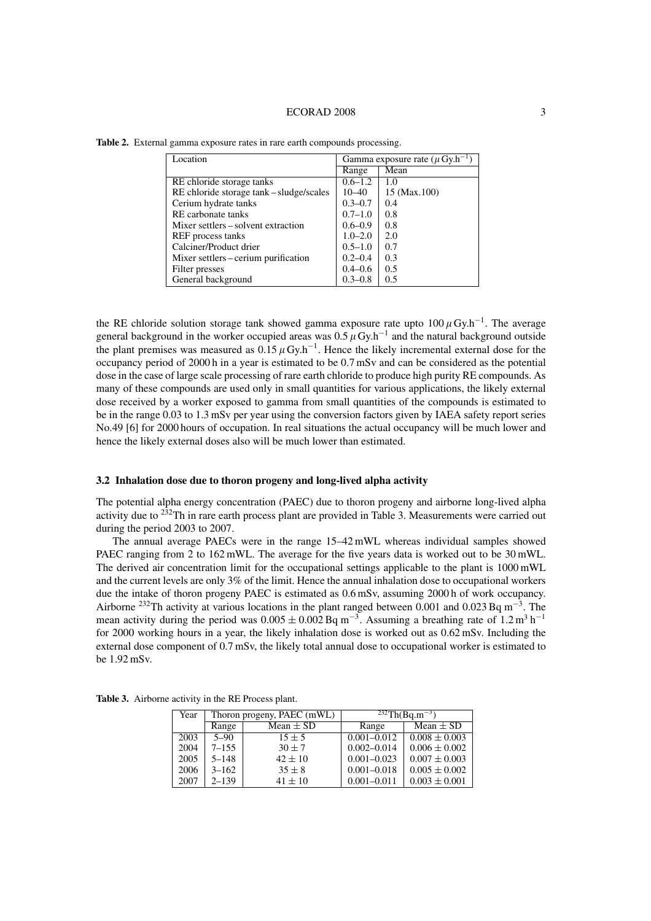**Table 2.** External gamma exposure rates in rare earth compounds processing.

| Location | Gamma exposure rate ($\mu$ Gy.h$^{-1}$) | |
|---|---|---|
| | Range | Mean |
| RE chloride storage tanks | 0.6–1.2 | 1.0 |
| RE chloride storage tank – sludge/scales | 10–40 | 15 (Max.100) |
| Cerium hydrate tanks | 0.3–0.7 | 0.4 |
| RE carbonate tanks | 0.7–1.0 | 0.8 |
| Mixer settlers – solvent extraction | 0.6–0.9 | 0.8 |
| REF process tanks | 1.0–2.0 | 2.0 |
| Calciner/Product drier | 0.5–1.0 | 0.7 |
| Mixer settlers – cerium purification | 0.2–0.4 | 0.3 |
| Filter presses | 0.4–0.6 | 0.5 |
| General background | 0.3–0.8 | 0.5 |

the RE chloride solution storage tank showed gamma exposure rate upto $100\,\mu$ Gy.h$^{-1}$. The average general background in the worker occupied areas was $0.5\,\mu$ Gy.h$^{-1}$ and the natural background outside the plant premises was measured as $0.15\,\mu$ Gy.h$^{-1}$. Hence the likely incremental external dose for the occupancy period of 2000 h in a year is estimated to be 0.7 mSv and can be considered as the potential dose in the case of large scale processing of rare earth chloride to produce high purity RE compounds. As many of these compounds are used only in small quantities for various applications, the likely external dose received by a worker exposed to gamma from small quantities of the compounds is estimated to be in the range 0.03 to 1.3 mSv per year using the conversion factors given by IAEA safety report series No.49 [6] for 2000 hours of occupation. In real situations the actual occupancy will be much lower and hence the likely external doses also will be much lower than estimated.

### 3.2 Inhalation dose due to thoron progeny and long-lived alpha activity

The potential alpha energy concentration (PAEC) due to thoron progeny and airborne long-lived alpha activity due to $^{232}$Th in rare earth process plant are provided in Table 3. Measurements were carried out during the period 2003 to 2007.

The annual average PAECs were in the range 15–42 mWL whereas individual samples showed PAEC ranging from 2 to 162 mWL. The average for the five years data is worked out to be 30 mWL. The derived air concentration limit for the occupational settings applicable to the plant is 1000 mWL and the current levels are only 3% of the limit. Hence the annual inhalation dose to occupational workers due the intake of thoron progeny PAEC is estimated as 0.6 mSv, assuming 2000 h of work occupancy. Airborne $^{232}$Th activity at various locations in the plant ranged between 0.001 and 0.023 Bq m$^{-3}$. The mean activity during the period was $0.005 \pm 0.002$ Bq m$^{-3}$. Assuming a breathing rate of $1.2\,\text{m}^3\,\text{h}^{-1}$ for 2000 working hours in a year, the likely inhalation dose is worked out as 0.62 mSv. Including the external dose component of 0.7 mSv, the likely total annual dose to occupational worker is estimated to be 1.92 mSv.

**Table 3.** Airborne activity in the RE Process plant.

| Year | Thoron progeny, PAEC (mWL) | | $^{232}$Th(Bq.m$^{-3}$) | |
|---|---|---|---|---|
| | Range | Mean $\pm$ SD | Range | Mean $\pm$ SD |
| 2003 | 5–90 | $15 \pm 5$ | 0.001–0.012 | $0.008 \pm 0.003$ |
| 2004 | 7–155 | $30 \pm 7$ | 0.002–0.014 | $0.006 \pm 0.002$ |
| 2005 | 5–148 | $42 \pm 10$ | 0.001–0.023 | $0.007 \pm 0.003$ |
| 2006 | 3–162 | $35 \pm 8$ | 0.001–0.018 | $0.005 \pm 0.002$ |
| 2007 | 2–139 | $41 \pm 10$ | 0.001–0.011 | $0.003 \pm 0.001$ |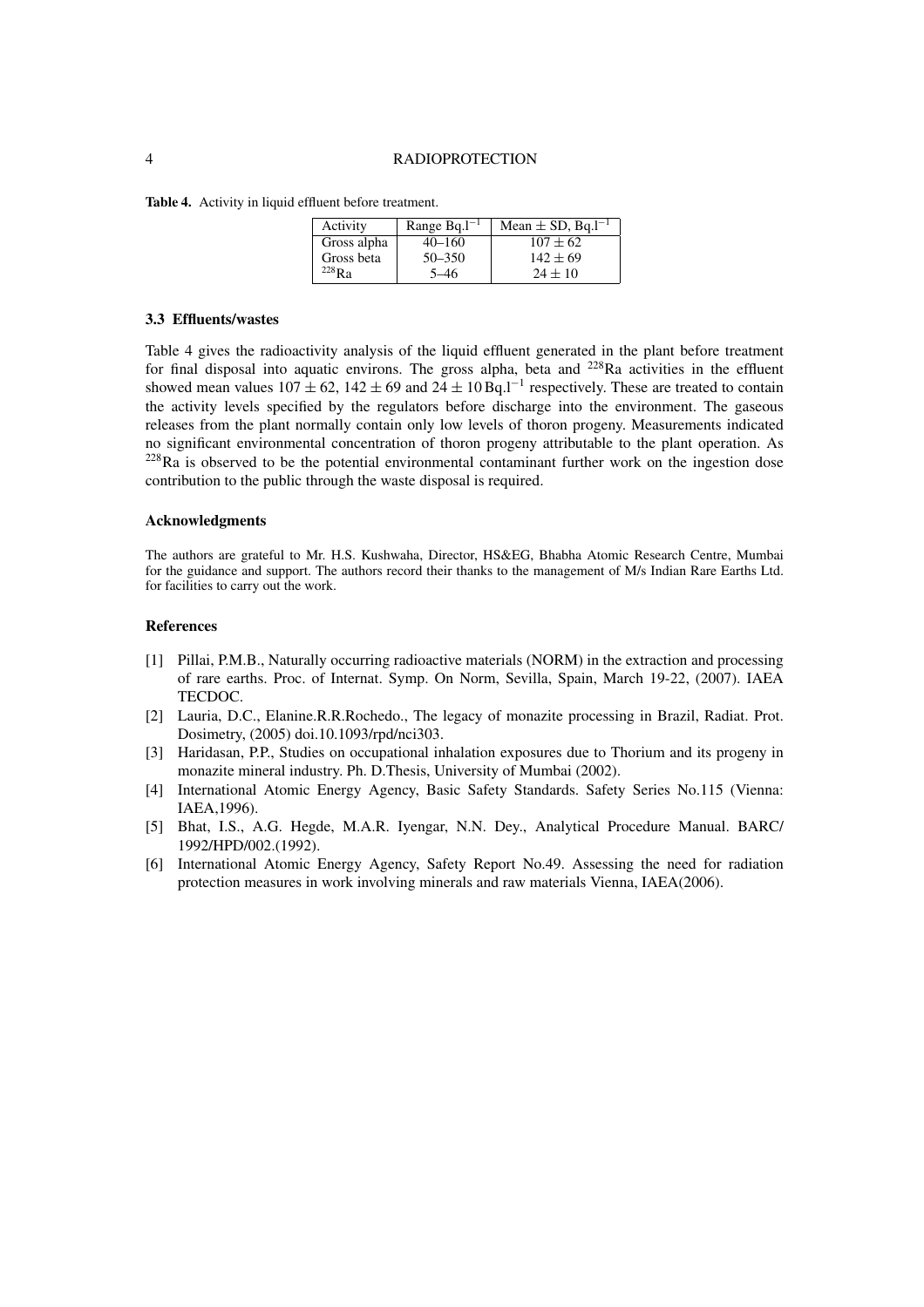**Table 4.** Activity in liquid effluent before treatment.

| Activity | Range Bq.l$^{-1}$ | Mean $\pm$ SD, Bq.l$^{-1}$ |
| --- | --- | --- |
| Gross alpha | 40–160 | $107 \pm 62$ |
| Gross beta | 50–350 | $142 \pm 69$ |
| $^{228}$Ra | 5–46 | $24 \pm 10$ |

### 3.3 Effluents/wastes

Table 4 gives the radioactivity analysis of the liquid effluent generated in the plant before treatment for final disposal into aquatic environs. The gross alpha, beta and $^{228}$Ra activities in the effluent showed mean values $107 \pm 62$, $142 \pm 69$ and $24 \pm 10$ Bq.l$^{-1}$ respectively. These are treated to contain the activity levels specified by the regulators before discharge into the environment. The gaseous releases from the plant normally contain only low levels of thoron progeny. Measurements indicated no significant environmental concentration of thoron progeny attributable to the plant operation. As $^{228}$Ra is observed to be the potential environmental contaminant further work on the ingestion dose contribution to the public through the waste disposal is required.

### Acknowledgments

The authors are grateful to Mr. H.S. Kushwaha, Director, HS&EG, Bhabha Atomic Research Centre, Mumbai for the guidance and support. The authors record their thanks to the management of M/s Indian Rare Earths Ltd. for facilities to carry out the work.

### References

[1] Pillai, P.M.B., Naturally occurring radioactive materials (NORM) in the extraction and processing of rare earths. Proc. of Internat. Symp. On Norm, Sevilla, Spain, March 19-22, (2007). IAEA TECDOC.

[2] Lauria, D.C., Elanine.R.R.Rochedo., The legacy of monazite processing in Brazil, Radiat. Prot. Dosimetry, (2005) doi.10.1093/rpd/nci303.

[3] Haridasan, P.P., Studies on occupational inhalation exposures due to Thorium and its progeny in monazite mineral industry. Ph. D.Thesis, University of Mumbai (2002).

[4] International Atomic Energy Agency, Basic Safety Standards. Safety Series No.115 (Vienna: IAEA,1996).

[5] Bhat, I.S., A.G. Hegde, M.A.R. Iyengar, N.N. Dey., Analytical Procedure Manual. BARC/1992/HPD/002.(1992).

[6] International Atomic Energy Agency, Safety Report No.49. Assessing the need for radiation protection measures in work involving minerals and raw materials Vienna, IAEA(2006).